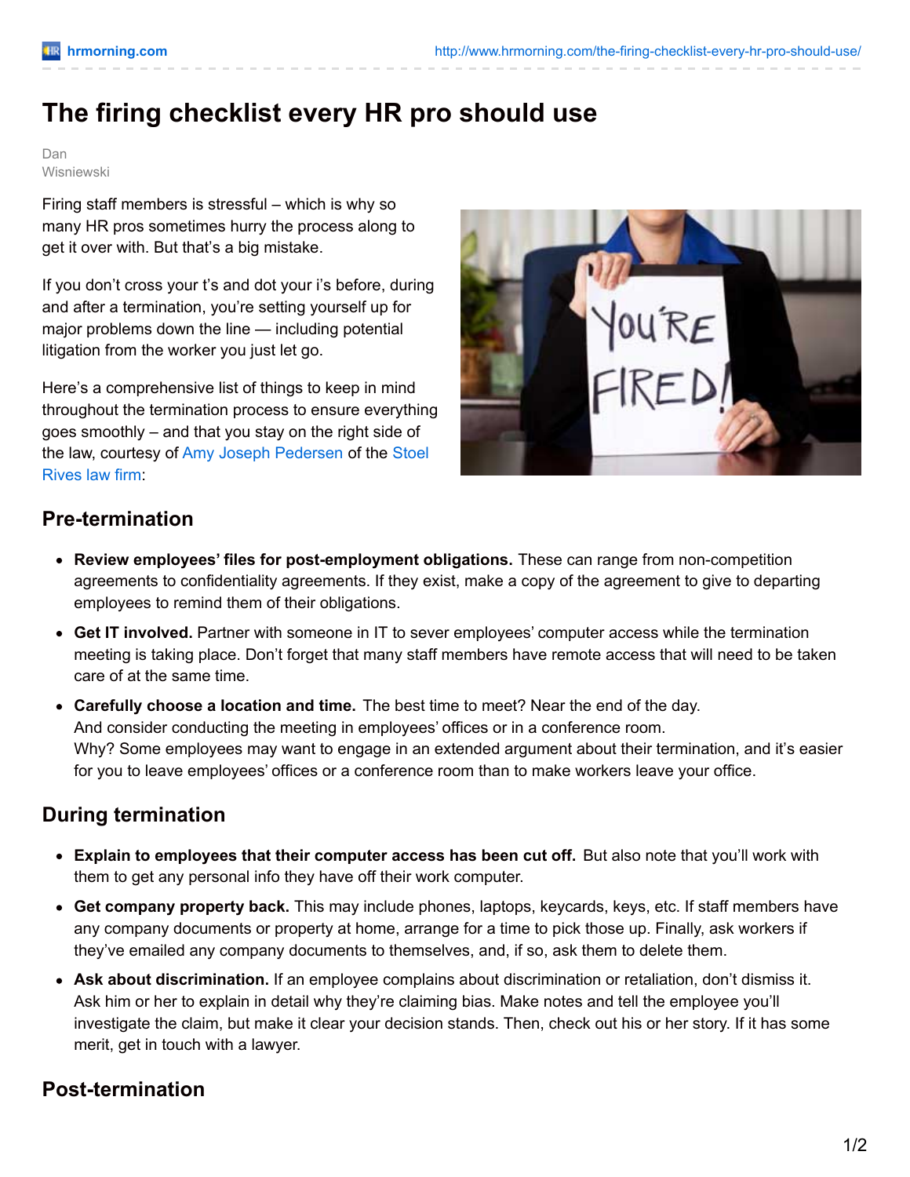# The firing checklist every HR pro should use

Dan Wisniewski

Firing staff members is stressful – which is why so many HR pros sometimes hurry the process along to get it over with. But that's a big mistake.

If you don't cross your t's and dot your i's before, during and after a termination, you're setting yourself up for major problems down the line — including potential litigation from the worker you just let go.

Here's a comprehensive list of things to keep in mind throughout the termination process to ensure everything goes smoothly – and that you stay on the right side of the law, courtesy of Amy Joseph Pedersen of the Stoel Rives law firm:

## Pre-termination

- **Review employees' files for post-employment obligations.** These can range from non-competition agreements to confidentiality agreements. If they exist, make a copy of the agreement to give to departing employees to remind them of their obligations.
- **Get IT involved.** Partner with someone in IT to sever employees' computer access while the termination meeting is taking place. Don't forget that many staff members have remote access that will need to be taken care of at the same time.
- **Carefully choose a location and time.** The best time to meet? Near the end of the day. And consider conducting the meeting in employees' offices or in a conference room. Why? Some employees may want to engage in an extended argument about their termination, and it's easier for you to leave employees' offices or a conference room than to make workers leave your office.

## During termination

- **Explain to employees that their computer access has been cut off.** But also note that you'll work with them to get any personal info they have off their work computer.
- **Get company property back.** This may include phones, laptops, keycards, keys, etc. If staff members have any company documents or property at home, arrange for a time to pick those up. Finally, ask workers if they've emailed any company documents to themselves, and, if so, ask them to delete them.
- **Ask about discrimination.** If an employee complains about discrimination or retaliation, don't dismiss it. Ask him or her to explain in detail why they're claiming bias. Make notes and tell the employee you'll investigate the claim, but make it clear your decision stands. Then, check out his or her story. If it has some merit, get in touch with a lawyer.

## Post-termination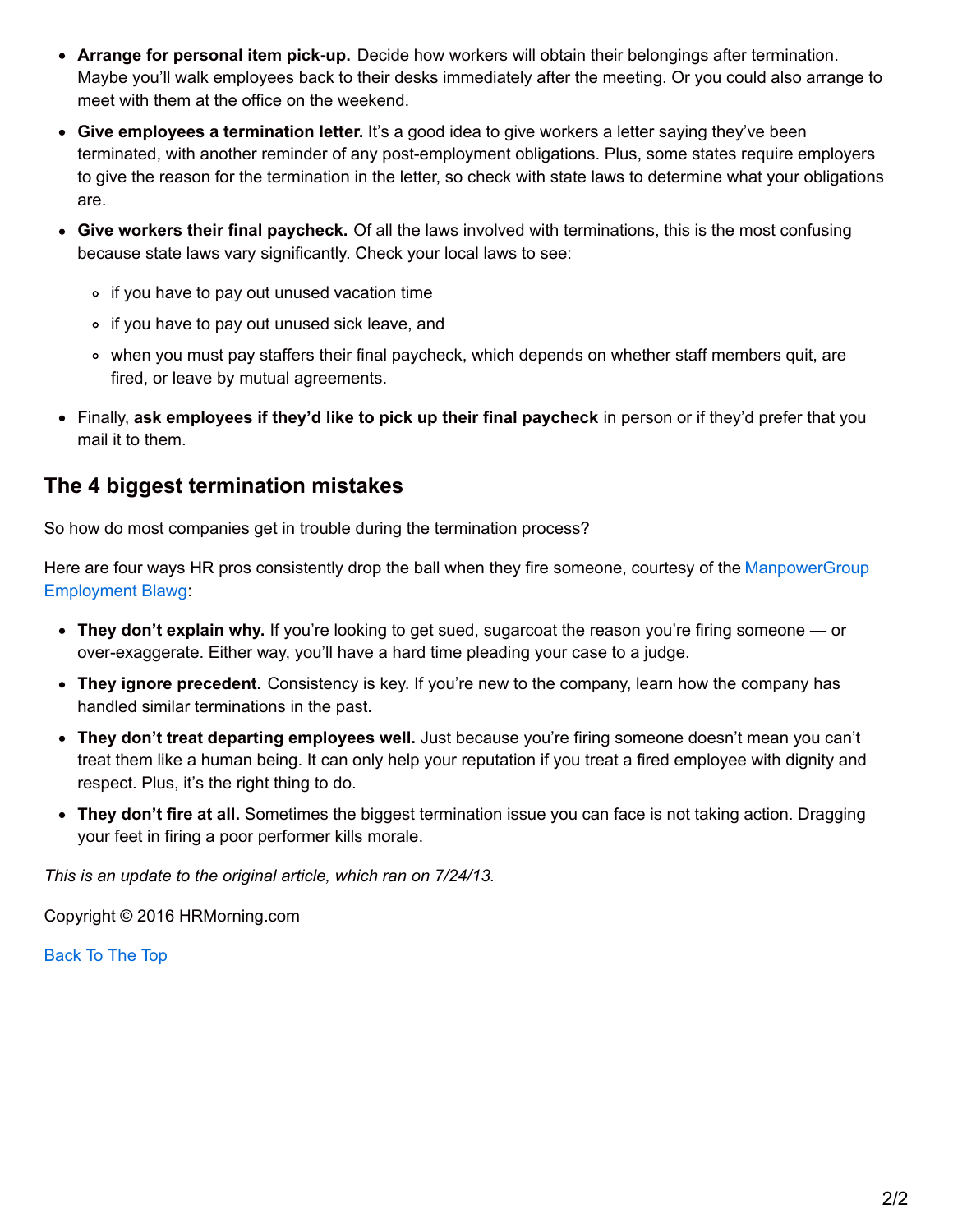- **Arrange for personal item pick-up.** Decide how workers will obtain their belongings after termination. Maybe you'll walk employees back to their desks immediately after the meeting. Or you could also arrange to meet with them at the office on the weekend.
- **Give employees a termination letter.** It's a good idea to give workers a letter saying they've been terminated, with another reminder of any post-employment obligations. Plus, some states require employers to give the reason for the termination in the letter, so check with state laws to determine what your obligations are.
- **Give workers their final paycheck.** Of all the laws involved with terminations, this is the most confusing because state laws vary significantly. Check your local laws to see:
  - if you have to pay out unused vacation time
  - if you have to pay out unused sick leave, and
  - when you must pay staffers their final paycheck, which depends on whether staff members quit, are fired, or leave by mutual agreements.
- Finally, **ask employees if they'd like to pick up their final paycheck** in person or if they'd prefer that you mail it to them.

## The 4 biggest termination mistakes

So how do most companies get in trouble during the termination process?

Here are four ways HR pros consistently drop the ball when they fire someone, courtesy of the ManpowerGroup Employment Blawg:

- **They don't explain why.** If you're looking to get sued, sugarcoat the reason you're firing someone — or over-exaggerate. Either way, you'll have a hard time pleading your case to a judge.
- **They ignore precedent.** Consistency is key. If you're new to the company, learn how the company has handled similar terminations in the past.
- **They don't treat departing employees well.** Just because you're firing someone doesn't mean you can't treat them like a human being. It can only help your reputation if you treat a fired employee with dignity and respect. Plus, it's the right thing to do.
- **They don't fire at all.** Sometimes the biggest termination issue you can face is not taking action. Dragging your feet in firing a poor performer kills morale.

*This is an update to the original article, which ran on 7/24/13.*

Copyright © 2016 HRMorning.com

Back To The Top